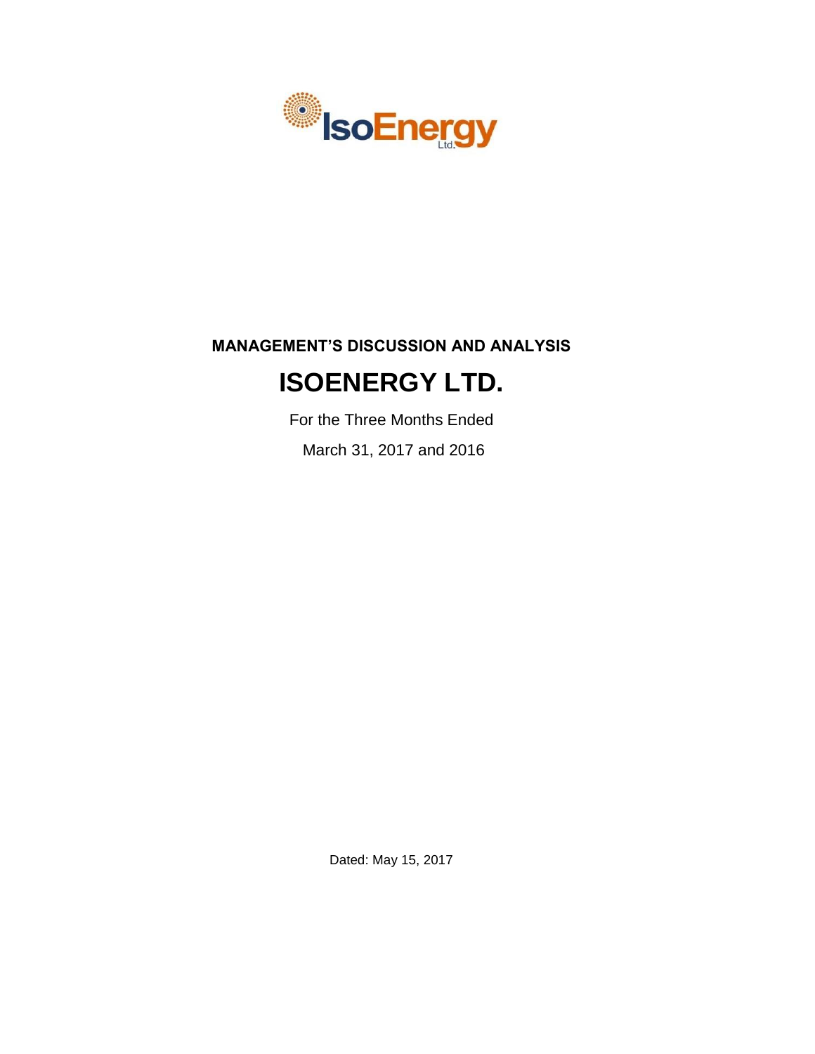**MANAGEMENT'S DISCUSSION AND ANALYSIS**

# ISOENERGY LTD.

For the Three Months Ended

March 31, 2017 and 2016

Dated: May 15, 2017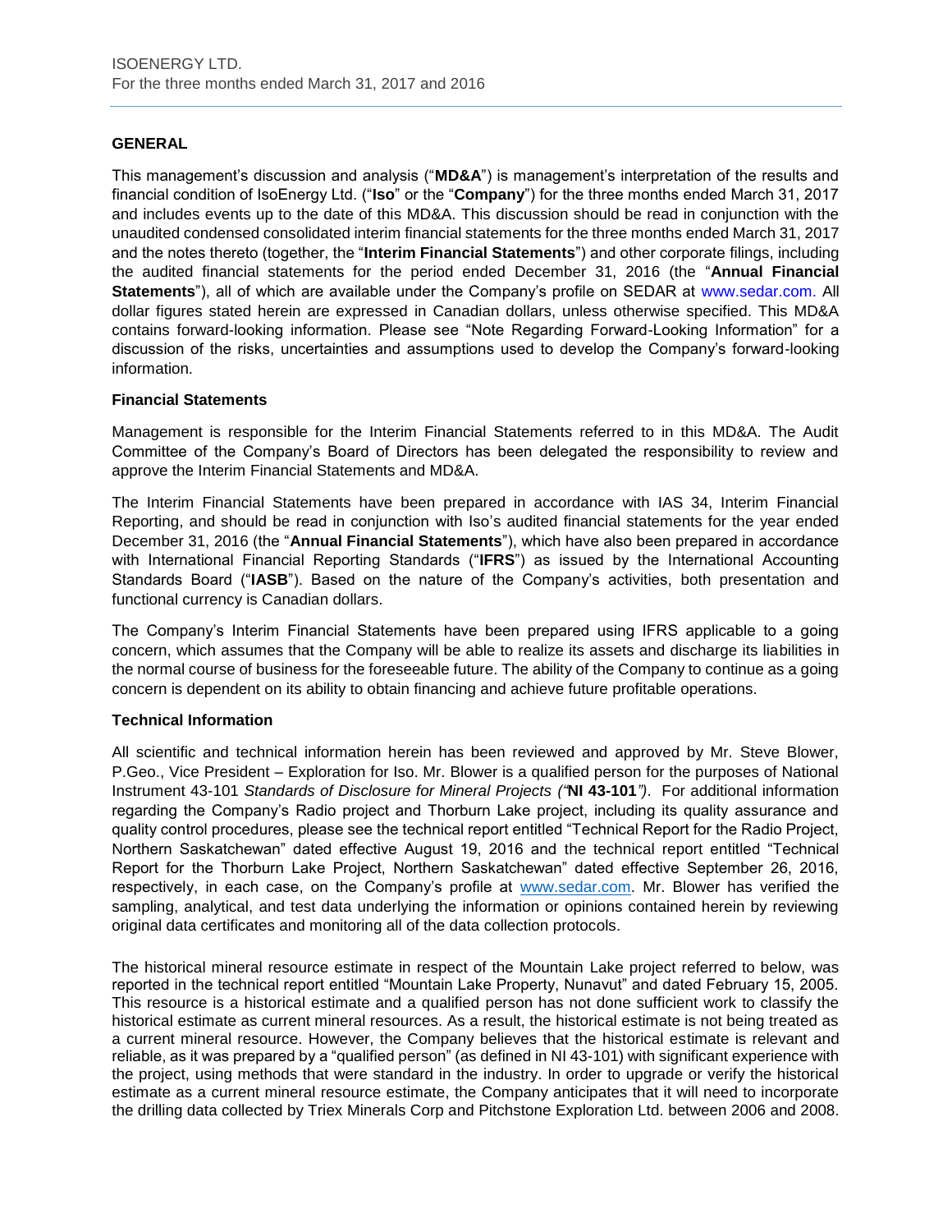## GENERAL

This management's discussion and analysis ("**MD&A**") is management's interpretation of the results and financial condition of IsoEnergy Ltd. ("**Iso**" or the "**Company**") for the three months ended March 31, 2017 and includes events up to the date of this MD&A. This discussion should be read in conjunction with the unaudited condensed consolidated interim financial statements for the three months ended March 31, 2017 and the notes thereto (together, the "**Interim Financial Statements**") and other corporate filings, including the audited financial statements for the period ended December 31, 2016 (the "**Annual Financial Statements**"), all of which are available under the Company's profile on SEDAR at www.sedar.com. All dollar figures stated herein are expressed in Canadian dollars, unless otherwise specified. This MD&A contains forward-looking information. Please see "Note Regarding Forward-Looking Information" for a discussion of the risks, uncertainties and assumptions used to develop the Company's forward-looking information.

### Financial Statements

Management is responsible for the Interim Financial Statements referred to in this MD&A. The Audit Committee of the Company's Board of Directors has been delegated the responsibility to review and approve the Interim Financial Statements and MD&A.

The Interim Financial Statements have been prepared in accordance with IAS 34, Interim Financial Reporting, and should be read in conjunction with Iso's audited financial statements for the year ended December 31, 2016 (the "**Annual Financial Statements**"), which have also been prepared in accordance with International Financial Reporting Standards ("**IFRS**") as issued by the International Accounting Standards Board ("**IASB**"). Based on the nature of the Company's activities, both presentation and functional currency is Canadian dollars.

The Company's Interim Financial Statements have been prepared using IFRS applicable to a going concern, which assumes that the Company will be able to realize its assets and discharge its liabilities in the normal course of business for the foreseeable future. The ability of the Company to continue as a going concern is dependent on its ability to obtain financing and achieve future profitable operations.

### Technical Information

All scientific and technical information herein has been reviewed and approved by Mr. Steve Blower, P.Geo., Vice President – Exploration for Iso. Mr. Blower is a qualified person for the purposes of National Instrument 43-101 *Standards of Disclosure for Mineral Projects ("***NI 43-101***")*. For additional information regarding the Company's Radio project and Thorburn Lake project, including its quality assurance and quality control procedures, please see the technical report entitled "Technical Report for the Radio Project, Northern Saskatchewan" dated effective August 19, 2016 and the technical report entitled "Technical Report for the Thorburn Lake Project, Northern Saskatchewan" dated effective September 26, 2016, respectively, in each case, on the Company's profile at www.sedar.com. Mr. Blower has verified the sampling, analytical, and test data underlying the information or opinions contained herein by reviewing original data certificates and monitoring all of the data collection protocols.

The historical mineral resource estimate in respect of the Mountain Lake project referred to below, was reported in the technical report entitled "Mountain Lake Property, Nunavut" and dated February 15, 2005. This resource is a historical estimate and a qualified person has not done sufficient work to classify the historical estimate as current mineral resources. As a result, the historical estimate is not being treated as a current mineral resource. However, the Company believes that the historical estimate is relevant and reliable, as it was prepared by a "qualified person" (as defined in NI 43-101) with significant experience with the project, using methods that were standard in the industry. In order to upgrade or verify the historical estimate as a current mineral resource estimate, the Company anticipates that it will need to incorporate the drilling data collected by Triex Minerals Corp and Pitchstone Exploration Ltd. between 2006 and 2008.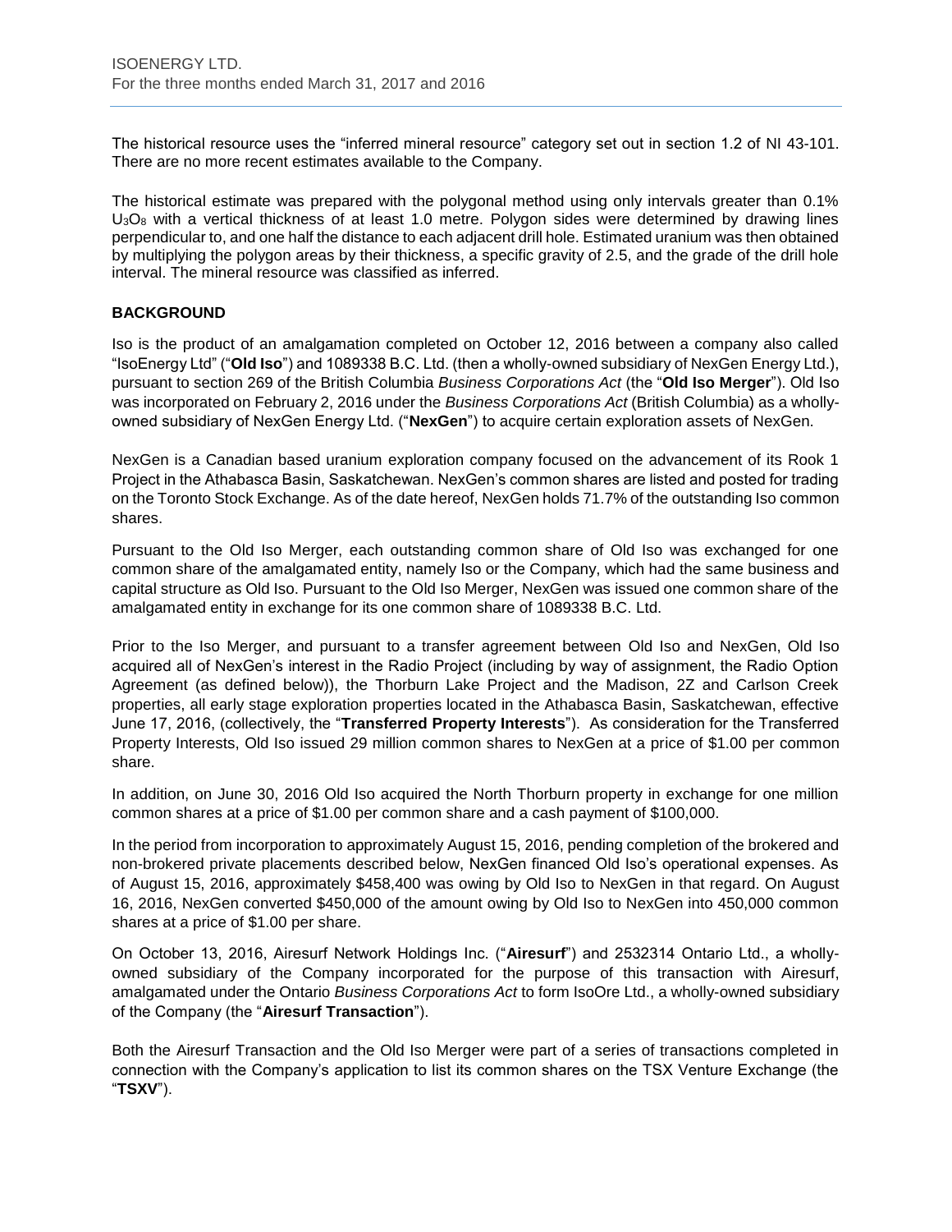The historical resource uses the "inferred mineral resource" category set out in section 1.2 of NI 43-101. There are no more recent estimates available to the Company.

The historical estimate was prepared with the polygonal method using only intervals greater than 0.1% $U_3O_8$ with a vertical thickness of at least 1.0 metre. Polygon sides were determined by drawing lines perpendicular to, and one half the distance to each adjacent drill hole. Estimated uranium was then obtained by multiplying the polygon areas by their thickness, a specific gravity of 2.5, and the grade of the drill hole interval. The mineral resource was classified as inferred.

## BACKGROUND

Iso is the product of an amalgamation completed on October 12, 2016 between a company also called "IsoEnergy Ltd" ("**Old Iso**") and 1089338 B.C. Ltd. (then a wholly-owned subsidiary of NexGen Energy Ltd.), pursuant to section 269 of the British Columbia *Business Corporations Act* (the "**Old Iso Merger**"). Old Iso was incorporated on February 2, 2016 under the *Business Corporations Act* (British Columbia) as a wholly-owned subsidiary of NexGen Energy Ltd. ("**NexGen**") to acquire certain exploration assets of NexGen.

NexGen is a Canadian based uranium exploration company focused on the advancement of its Rook 1 Project in the Athabasca Basin, Saskatchewan. NexGen's common shares are listed and posted for trading on the Toronto Stock Exchange. As of the date hereof, NexGen holds 71.7% of the outstanding Iso common shares.

Pursuant to the Old Iso Merger, each outstanding common share of Old Iso was exchanged for one common share of the amalgamated entity, namely Iso or the Company, which had the same business and capital structure as Old Iso. Pursuant to the Old Iso Merger, NexGen was issued one common share of the amalgamated entity in exchange for its one common share of 1089338 B.C. Ltd.

Prior to the Iso Merger, and pursuant to a transfer agreement between Old Iso and NexGen, Old Iso acquired all of NexGen's interest in the Radio Project (including by way of assignment, the Radio Option Agreement (as defined below)), the Thorburn Lake Project and the Madison, 2Z and Carlson Creek properties, all early stage exploration properties located in the Athabasca Basin, Saskatchewan, effective June 17, 2016, (collectively, the "**Transferred Property Interests**"). As consideration for the Transferred Property Interests, Old Iso issued 29 million common shares to NexGen at a price of $1.00 per common share.

In addition, on June 30, 2016 Old Iso acquired the North Thorburn property in exchange for one million common shares at a price of $1.00 per common share and a cash payment of $100,000.

In the period from incorporation to approximately August 15, 2016, pending completion of the brokered and non-brokered private placements described below, NexGen financed Old Iso's operational expenses. As of August 15, 2016, approximately $458,400 was owing by Old Iso to NexGen in that regard. On August 16, 2016, NexGen converted $450,000 of the amount owing by Old Iso to NexGen into 450,000 common shares at a price of $1.00 per share.

On October 13, 2016, Airesurf Network Holdings Inc. ("**Airesurf**") and 2532314 Ontario Ltd., a wholly-owned subsidiary of the Company incorporated for the purpose of this transaction with Airesurf, amalgamated under the Ontario *Business Corporations Act* to form IsoOre Ltd., a wholly-owned subsidiary of the Company (the "**Airesurf Transaction**").

Both the Airesurf Transaction and the Old Iso Merger were part of a series of transactions completed in connection with the Company's application to list its common shares on the TSX Venture Exchange (the "**TSXV**").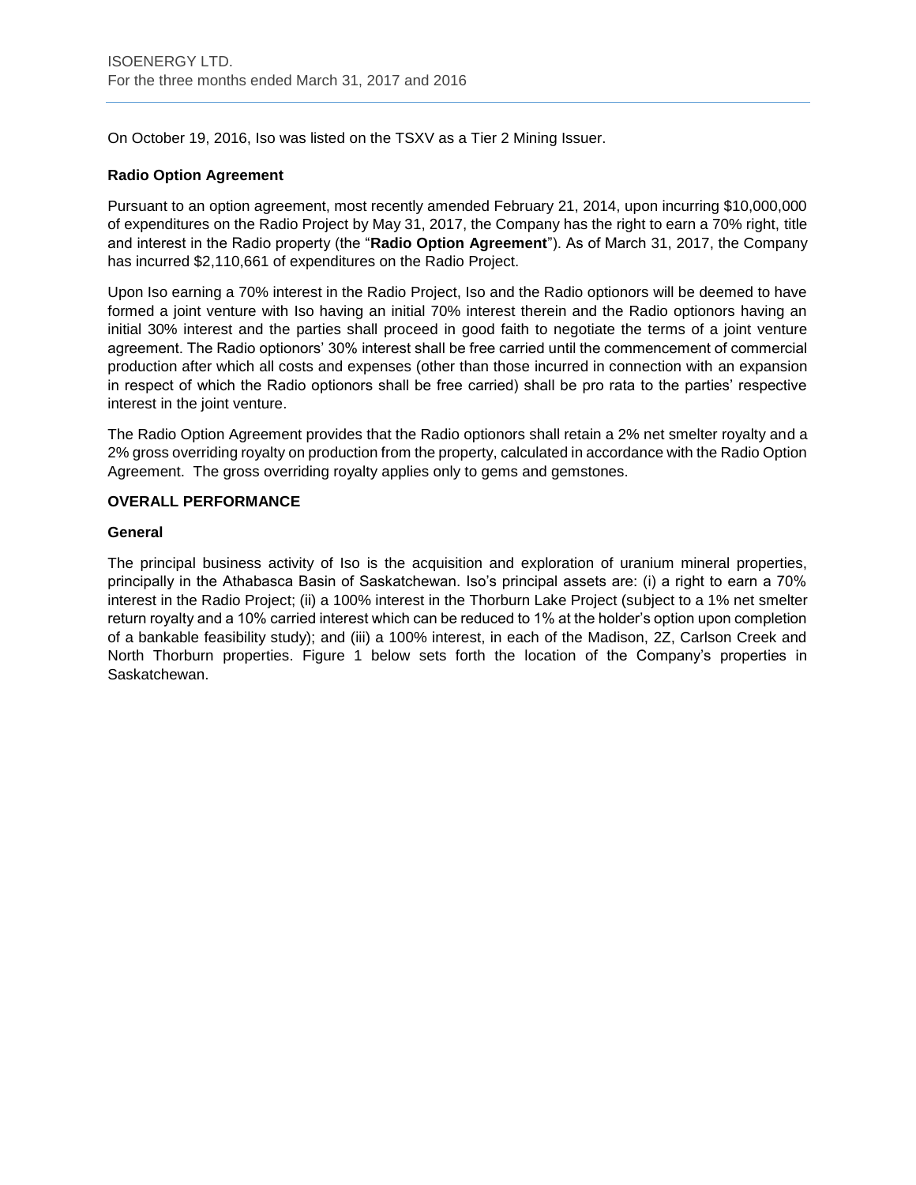On October 19, 2016, Iso was listed on the TSXV as a Tier 2 Mining Issuer.

**Radio Option Agreement**

Pursuant to an option agreement, most recently amended February 21, 2014, upon incurring $10,000,000 of expenditures on the Radio Project by May 31, 2017, the Company has the right to earn a 70% right, title and interest in the Radio property (the "**Radio Option Agreement**"). As of March 31, 2017, the Company has incurred $2,110,661 of expenditures on the Radio Project.

Upon Iso earning a 70% interest in the Radio Project, Iso and the Radio optionors will be deemed to have formed a joint venture with Iso having an initial 70% interest therein and the Radio optionors having an initial 30% interest and the parties shall proceed in good faith to negotiate the terms of a joint venture agreement. The Radio optionors' 30% interest shall be free carried until the commencement of commercial production after which all costs and expenses (other than those incurred in connection with an expansion in respect of which the Radio optionors shall be free carried) shall be pro rata to the parties' respective interest in the joint venture.

The Radio Option Agreement provides that the Radio optionors shall retain a 2% net smelter royalty and a 2% gross overriding royalty on production from the property, calculated in accordance with the Radio Option Agreement. The gross overriding royalty applies only to gems and gemstones.

## OVERALL PERFORMANCE

### General

The principal business activity of Iso is the acquisition and exploration of uranium mineral properties, principally in the Athabasca Basin of Saskatchewan. Iso's principal assets are: (i) a right to earn a 70% interest in the Radio Project; (ii) a 100% interest in the Thorburn Lake Project (subject to a 1% net smelter return royalty and a 10% carried interest which can be reduced to 1% at the holder's option upon completion of a bankable feasibility study); and (iii) a 100% interest, in each of the Madison, 2Z, Carlson Creek and North Thorburn properties. Figure 1 below sets forth the location of the Company's properties in Saskatchewan.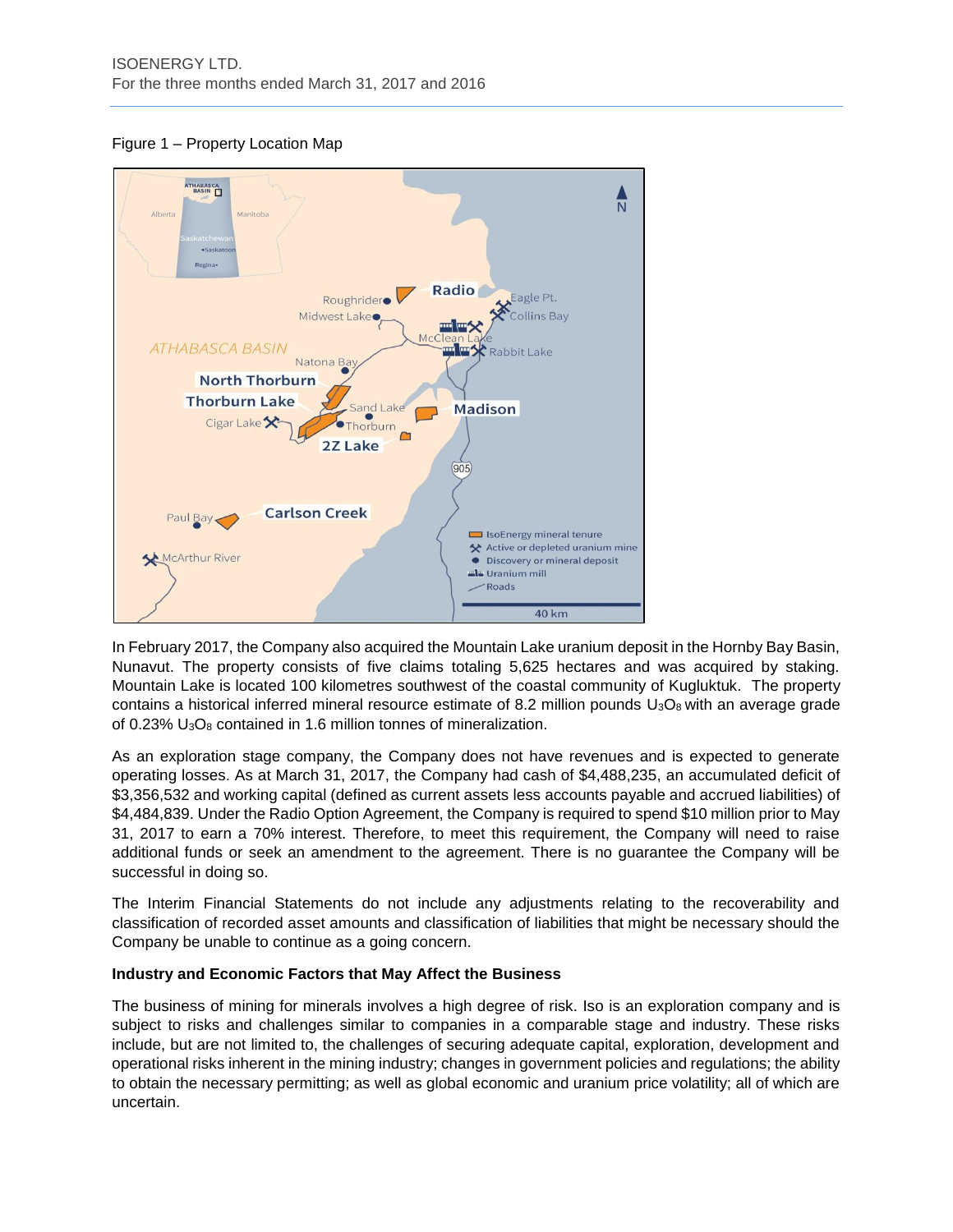Figure 1 – Property Location Map

In February 2017, the Company also acquired the Mountain Lake uranium deposit in the Hornby Bay Basin, Nunavut. The property consists of five claims totaling 5,625 hectares and was acquired by staking. Mountain Lake is located 100 kilometres southwest of the coastal community of Kugluktuk. The property contains a historical inferred mineral resource estimate of 8.2 million pounds $U_3O_8$ with an average grade of 0.23% $U_3O_8$ contained in 1.6 million tonnes of mineralization.

As an exploration stage company, the Company does not have revenues and is expected to generate operating losses. As at March 31, 2017, the Company had cash of $4,488,235, an accumulated deficit of $3,356,532 and working capital (defined as current assets less accounts payable and accrued liabilities) of $4,484,839. Under the Radio Option Agreement, the Company is required to spend $10 million prior to May 31, 2017 to earn a 70% interest. Therefore, to meet this requirement, the Company will need to raise additional funds or seek an amendment to the agreement. There is no guarantee the Company will be successful in doing so.

The Interim Financial Statements do not include any adjustments relating to the recoverability and classification of recorded asset amounts and classification of liabilities that might be necessary should the Company be unable to continue as a going concern.

**Industry and Economic Factors that May Affect the Business**

The business of mining for minerals involves a high degree of risk. Iso is an exploration company and is subject to risks and challenges similar to companies in a comparable stage and industry. These risks include, but are not limited to, the challenges of securing adequate capital, exploration, development and operational risks inherent in the mining industry; changes in government policies and regulations; the ability to obtain the necessary permitting; as well as global economic and uranium price volatility; all of which are uncertain.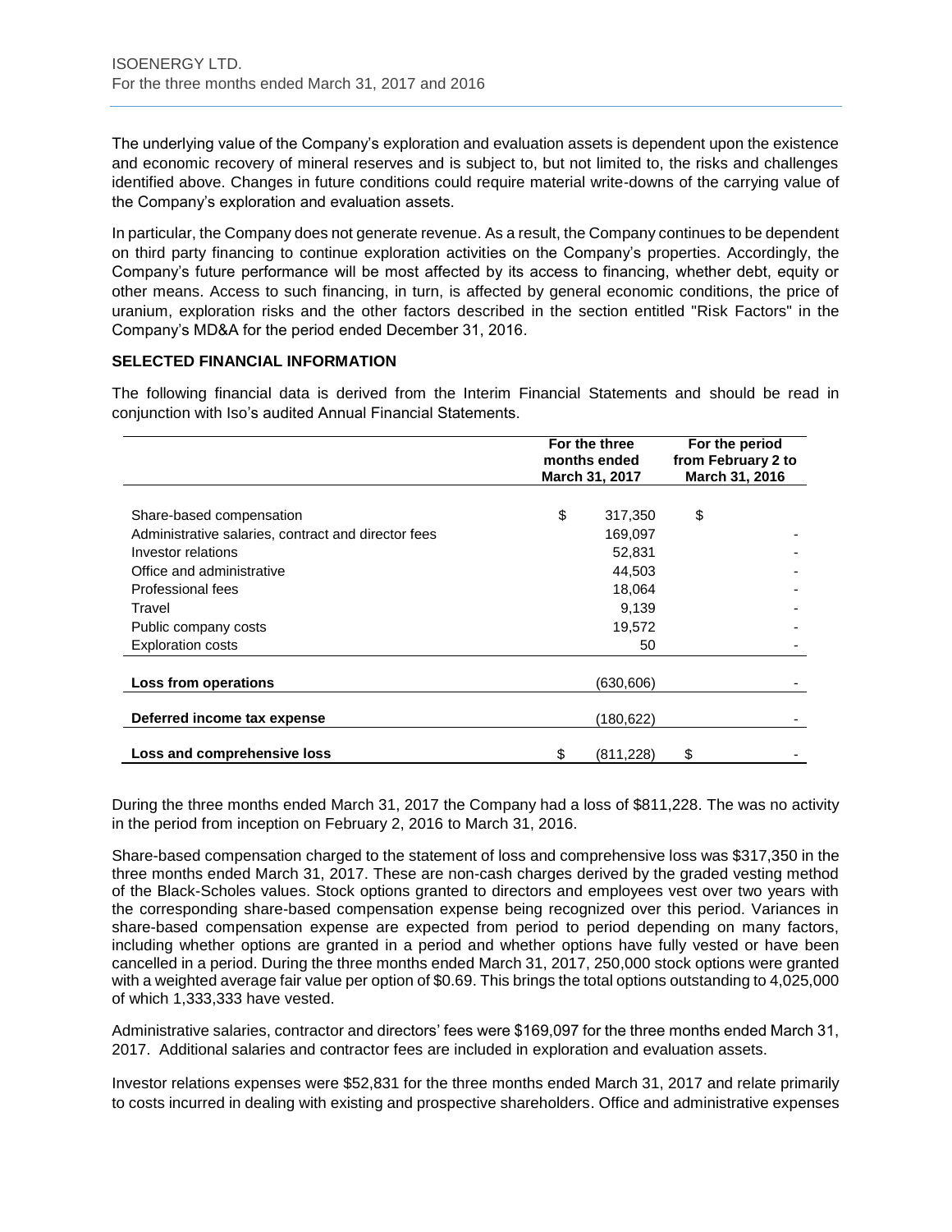The underlying value of the Company's exploration and evaluation assets is dependent upon the existence and economic recovery of mineral reserves and is subject to, but not limited to, the risks and challenges identified above. Changes in future conditions could require material write-downs of the carrying value of the Company's exploration and evaluation assets.

In particular, the Company does not generate revenue. As a result, the Company continues to be dependent on third party financing to continue exploration activities on the Company's properties. Accordingly, the Company's future performance will be most affected by its access to financing, whether debt, equity or other means. Access to such financing, in turn, is affected by general economic conditions, the price of uranium, exploration risks and the other factors described in the section entitled "Risk Factors" in the Company's MD&A for the period ended December 31, 2016.

### SELECTED FINANCIAL INFORMATION

The following financial data is derived from the Interim Financial Statements and should be read in conjunction with Iso's audited Annual Financial Statements.

| | For the three months ended March 31, 2017 | For the period from February 2 to March 31, 2016 |
|---|---|---|
| Share-based compensation | $ 317,350 | $ |
| Administrative salaries, contract and director fees | 169,097 | - |
| Investor relations | 52,831 | - |
| Office and administrative | 44,503 | - |
| Professional fees | 18,064 | - |
| Travel | 9,139 | - |
| Public company costs | 19,572 | - |
| Exploration costs | 50 | - |
| **Loss from operations** | (630,606) | - |
| **Deferred income tax expense** | (180,622) | - |
| **Loss and comprehensive loss** | $ (811,228) | $ - |

During the three months ended March 31, 2017 the Company had a loss of $811,228. The was no activity in the period from inception on February 2, 2016 to March 31, 2016.

Share-based compensation charged to the statement of loss and comprehensive loss was $317,350 in the three months ended March 31, 2017. These are non-cash charges derived by the graded vesting method of the Black-Scholes values. Stock options granted to directors and employees vest over two years with the corresponding share-based compensation expense being recognized over this period. Variances in share-based compensation expense are expected from period to period depending on many factors, including whether options are granted in a period and whether options have fully vested or have been cancelled in a period. During the three months ended March 31, 2017, 250,000 stock options were granted with a weighted average fair value per option of $0.69. This brings the total options outstanding to 4,025,000 of which 1,333,333 have vested.

Administrative salaries, contractor and directors' fees were $169,097 for the three months ended March 31, 2017. Additional salaries and contractor fees are included in exploration and evaluation assets.

Investor relations expenses were $52,831 for the three months ended March 31, 2017 and relate primarily to costs incurred in dealing with existing and prospective shareholders. Office and administrative expenses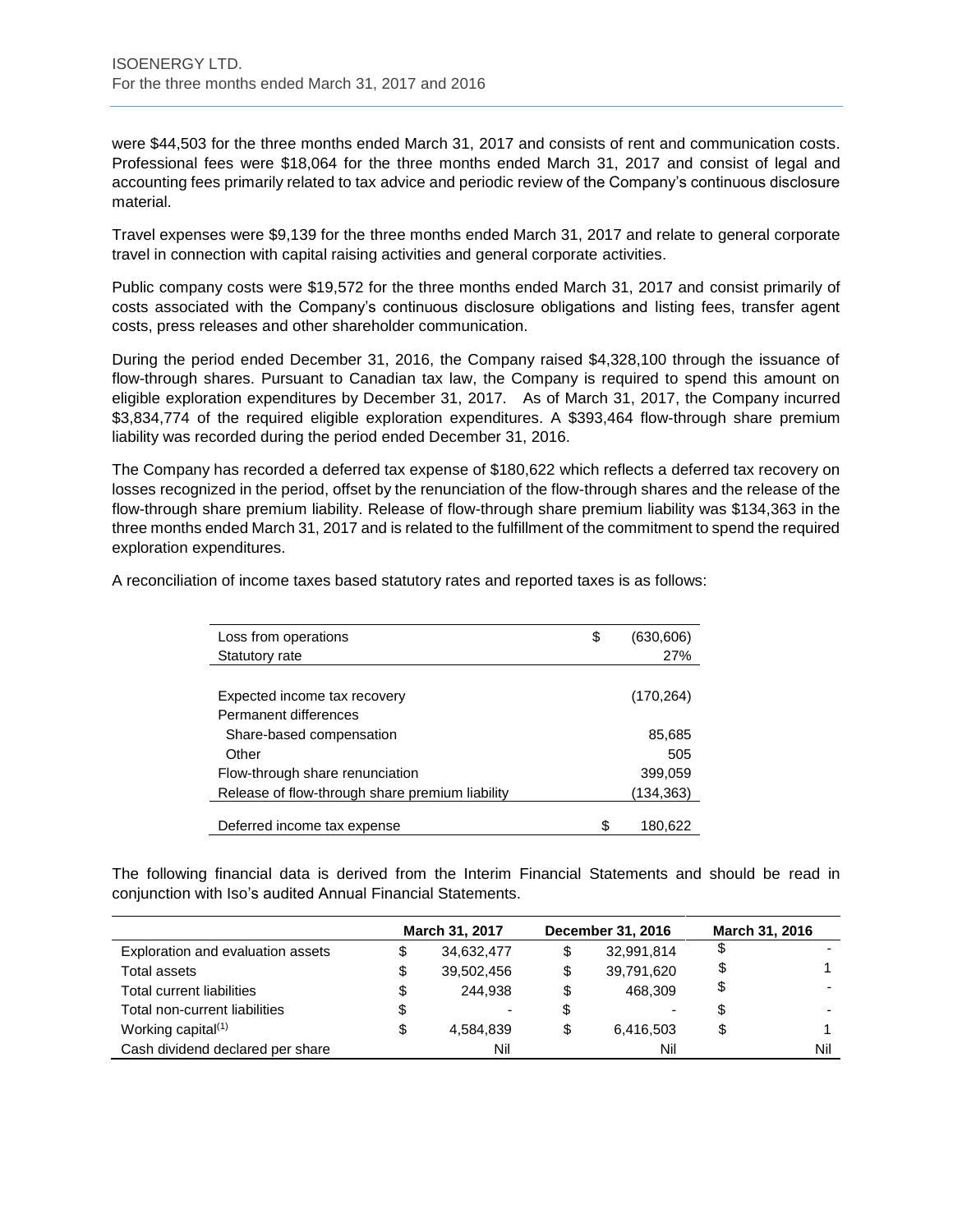were $44,503 for the three months ended March 31, 2017 and consists of rent and communication costs. Professional fees were $18,064 for the three months ended March 31, 2017 and consist of legal and accounting fees primarily related to tax advice and periodic review of the Company's continuous disclosure material.

Travel expenses were $9,139 for the three months ended March 31, 2017 and relate to general corporate travel in connection with capital raising activities and general corporate activities.

Public company costs were $19,572 for the three months ended March 31, 2017 and consist primarily of costs associated with the Company's continuous disclosure obligations and listing fees, transfer agent costs, press releases and other shareholder communication.

During the period ended December 31, 2016, the Company raised $4,328,100 through the issuance of flow-through shares. Pursuant to Canadian tax law, the Company is required to spend this amount on eligible exploration expenditures by December 31, 2017. As of March 31, 2017, the Company incurred $3,834,774 of the required eligible exploration expenditures. A $393,464 flow-through share premium liability was recorded during the period ended December 31, 2016.

The Company has recorded a deferred tax expense of $180,622 which reflects a deferred tax recovery on losses recognized in the period, offset by the renunciation of the flow-through shares and the release of the flow-through share premium liability. Release of flow-through share premium liability was $134,363 in the three months ended March 31, 2017 and is related to the fulfillment of the commitment to spend the required exploration expenditures.

A reconciliation of income taxes based statutory rates and reported taxes is as follows:

| | |
|---|---|
| Loss from operations | $ (630,606) |
| Statutory rate | 27% |
| Expected income tax recovery | (170,264) |
| Permanent differences | |
| Share-based compensation | 85,685 |
| Other | 505 |
| Flow-through share renunciation | 399,059 |
| Release of flow-through share premium liability | (134,363) |
| Deferred income tax expense | $ 180,622 |

The following financial data is derived from the Interim Financial Statements and should be read in conjunction with Iso's audited Annual Financial Statements.

| | March 31, 2017 | December 31, 2016 | March 31, 2016 |
|---|---|---|---|
| Exploration and evaluation assets | $ 34,632,477 | $ 32,991,814 | $ - |
| Total assets | $ 39,502,456 | $ 39,791,620 | $ 1 |
| Total current liabilities | $ 244,938 | $ 468,309 | $ - |
| Total non-current liabilities | $ - | $ - | $ - |
| Working capital[(1)] | $ 4,584,839 | $ 6,416,503 | $ 1 |
| Cash dividend declared per share | Nil | Nil | Nil |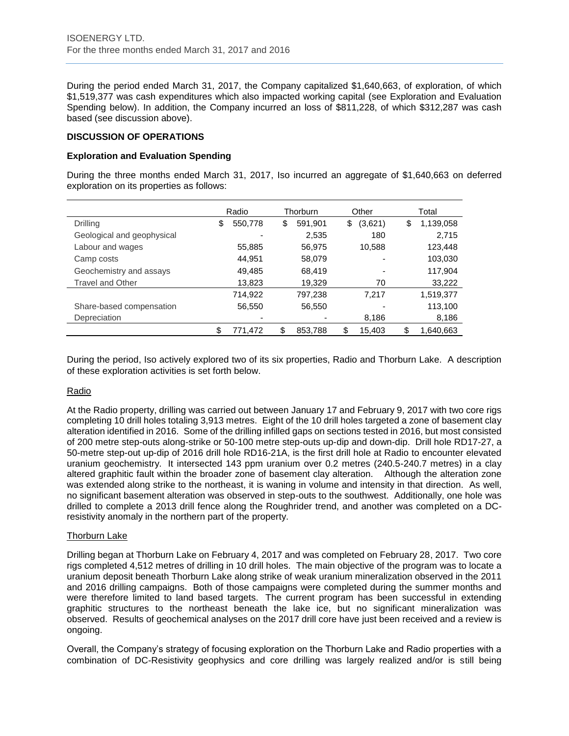During the period ended March 31, 2017, the Company capitalized $1,640,663, of exploration, of which $1,519,377 was cash expenditures which also impacted working capital (see Exploration and Evaluation Spending below). In addition, the Company incurred an loss of $811,228, of which $312,287 was cash based (see discussion above).

**DISCUSSION OF OPERATIONS**

**Exploration and Evaluation Spending**

During the three months ended March 31, 2017, Iso incurred an aggregate of $1,640,663 on deferred exploration on its properties as follows:

| | Radio | Thorburn | Other | Total |
|---|---|---|---|---|
| Drilling | $ 550,778 | $ 591,901 | $ (3,621) | $ 1,139,058 |
| Geological and geophysical | - | 2,535 | 180 | 2,715 |
| Labour and wages | 55,885 | 56,975 | 10,588 | 123,448 |
| Camp costs | 44,951 | 58,079 | - | 103,030 |
| Geochemistry and assays | 49,485 | 68,419 | - | 117,904 |
| Travel and Other | 13,823 | 19,329 | 70 | 33,222 |
| | 714,922 | 797,238 | 7,217 | 1,519,377 |
| Share-based compensation | 56,550 | 56,550 | - | 113,100 |
| Depreciation | - | - | 8,186 | 8,186 |
| | $ 771,472 | $ 853,788 | $ 15,403 | $ 1,640,663 |

During the period, Iso actively explored two of its six properties, Radio and Thorburn Lake. A description of these exploration activities is set forth below.

Radio

At the Radio property, drilling was carried out between January 17 and February 9, 2017 with two core rigs completing 10 drill holes totaling 3,913 metres. Eight of the 10 drill holes targeted a zone of basement clay alteration identified in 2016. Some of the drilling infilled gaps on sections tested in 2016, but most consisted of 200 metre step-outs along-strike or 50-100 metre step-outs up-dip and down-dip. Drill hole RD17-27, a 50-metre step-out up-dip of 2016 drill hole RD16-21A, is the first drill hole at Radio to encounter elevated uranium geochemistry. It intersected 143 ppm uranium over 0.2 metres (240.5-240.7 metres) in a clay altered graphitic fault within the broader zone of basement clay alteration. Although the alteration zone was extended along strike to the northeast, it is waning in volume and intensity in that direction. As well, no significant basement alteration was observed in step-outs to the southwest. Additionally, one hole was drilled to complete a 2013 drill fence along the Roughrider trend, and another was completed on a DC-resistivity anomaly in the northern part of the property.

Thorburn Lake

Drilling began at Thorburn Lake on February 4, 2017 and was completed on February 28, 2017. Two core rigs completed 4,512 metres of drilling in 10 drill holes. The main objective of the program was to locate a uranium deposit beneath Thorburn Lake along strike of weak uranium mineralization observed in the 2011 and 2016 drilling campaigns. Both of those campaigns were completed during the summer months and were therefore limited to land based targets. The current program has been successful in extending graphitic structures to the northeast beneath the lake ice, but no significant mineralization was observed. Results of geochemical analyses on the 2017 drill core have just been received and a review is ongoing.

Overall, the Company's strategy of focusing exploration on the Thorburn Lake and Radio properties with a combination of DC-Resistivity geophysics and core drilling was largely realized and/or is still being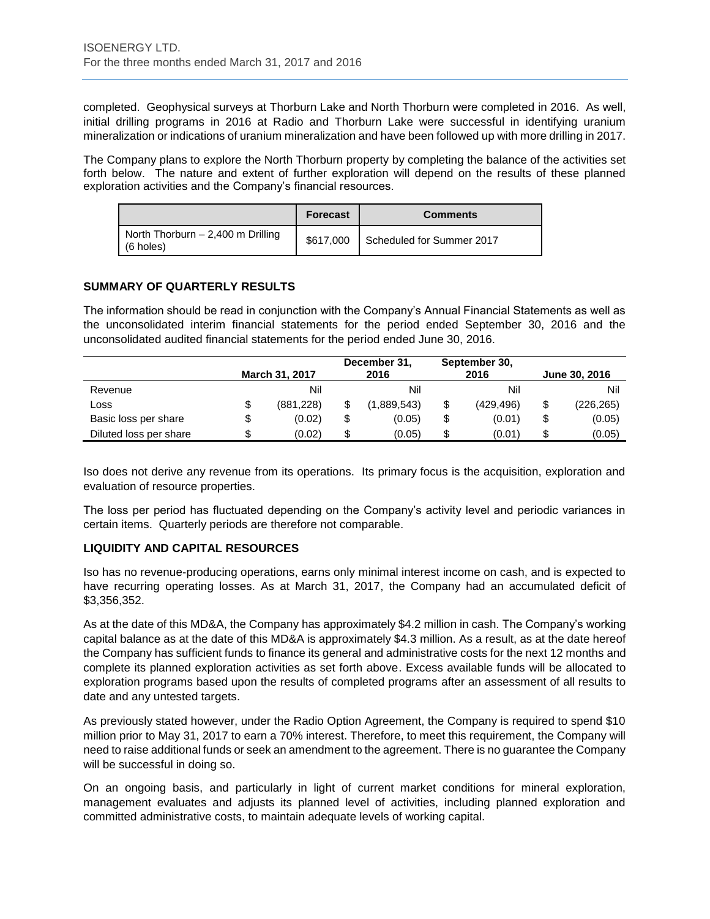completed. Geophysical surveys at Thorburn Lake and North Thorburn were completed in 2016. As well, initial drilling programs in 2016 at Radio and Thorburn Lake were successful in identifying uranium mineralization or indications of uranium mineralization and have been followed up with more drilling in 2017.

The Company plans to explore the North Thorburn property by completing the balance of the activities set forth below. The nature and extent of further exploration will depend on the results of these planned exploration activities and the Company's financial resources.

| | Forecast | Comments |
|---|---|---|
| North Thorburn – 2,400 m Drilling (6 holes) | $617,000 | Scheduled for Summer 2017 |

## SUMMARY OF QUARTERLY RESULTS

The information should be read in conjunction with the Company's Annual Financial Statements as well as the unconsolidated interim financial statements for the period ended September 30, 2016 and the unconsolidated audited financial statements for the period ended June 30, 2016.

| | March 31, 2017 | December 31, 2016 | September 30, 2016 | June 30, 2016 |
|---|---|---|---|---|
| Revenue | Nil | Nil | Nil | Nil |
| Loss | $ (881,228) | $ (1,889,543) | $ (429,496) | $ (226,265) |
| Basic loss per share | $ (0.02) | $ (0.05) | $ (0.01) | $ (0.05) |
| Diluted loss per share | $ (0.02) | $ (0.05) | $ (0.01) | $ (0.05) |

Iso does not derive any revenue from its operations. Its primary focus is the acquisition, exploration and evaluation of resource properties.

The loss per period has fluctuated depending on the Company's activity level and periodic variances in certain items. Quarterly periods are therefore not comparable.

## LIQUIDITY AND CAPITAL RESOURCES

Iso has no revenue-producing operations, earns only minimal interest income on cash, and is expected to have recurring operating losses. As at March 31, 2017, the Company had an accumulated deficit of $3,356,352.

As at the date of this MD&A, the Company has approximately $4.2 million in cash. The Company's working capital balance as at the date of this MD&A is approximately $4.3 million. As a result, as at the date hereof the Company has sufficient funds to finance its general and administrative costs for the next 12 months and complete its planned exploration activities as set forth above. Excess available funds will be allocated to exploration programs based upon the results of completed programs after an assessment of all results to date and any untested targets.

As previously stated however, under the Radio Option Agreement, the Company is required to spend $10 million prior to May 31, 2017 to earn a 70% interest. Therefore, to meet this requirement, the Company will need to raise additional funds or seek an amendment to the agreement. There is no guarantee the Company will be successful in doing so.

On an ongoing basis, and particularly in light of current market conditions for mineral exploration, management evaluates and adjusts its planned level of activities, including planned exploration and committed administrative costs, to maintain adequate levels of working capital.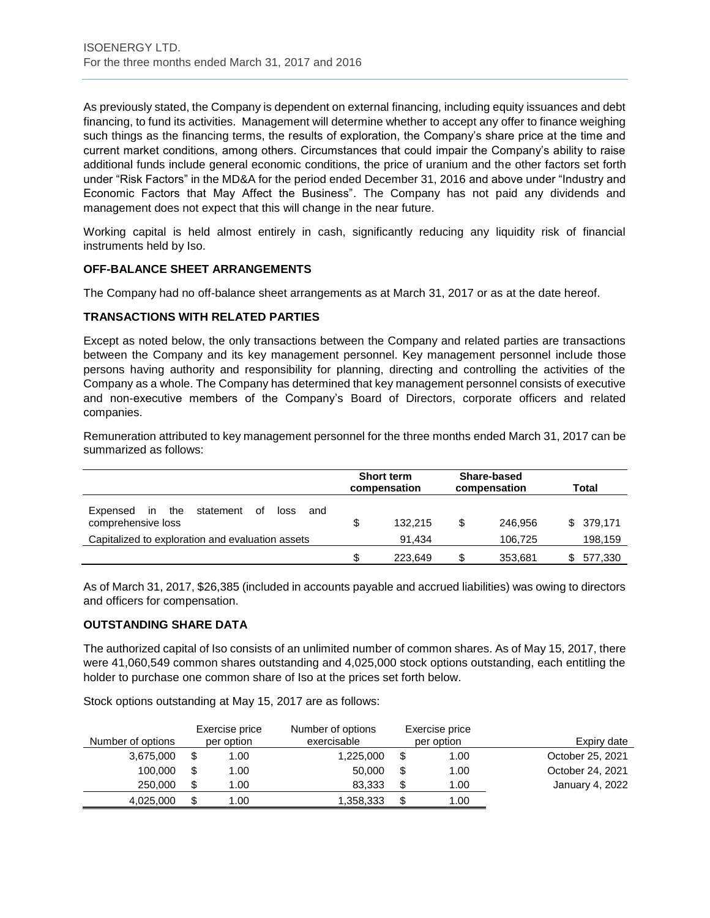As previously stated, the Company is dependent on external financing, including equity issuances and debt financing, to fund its activities. Management will determine whether to accept any offer to finance weighing such things as the financing terms, the results of exploration, the Company's share price at the time and current market conditions, among others. Circumstances that could impair the Company's ability to raise additional funds include general economic conditions, the price of uranium and the other factors set forth under "Risk Factors" in the MD&A for the period ended December 31, 2016 and above under "Industry and Economic Factors that May Affect the Business". The Company has not paid any dividends and management does not expect that this will change in the near future.

Working capital is held almost entirely in cash, significantly reducing any liquidity risk of financial instruments held by Iso.

## OFF-BALANCE SHEET ARRANGEMENTS

The Company had no off-balance sheet arrangements as at March 31, 2017 or as at the date hereof.

## TRANSACTIONS WITH RELATED PARTIES

Except as noted below, the only transactions between the Company and related parties are transactions between the Company and its key management personnel. Key management personnel include those persons having authority and responsibility for planning, directing and controlling the activities of the Company as a whole. The Company has determined that key management personnel consists of executive and non-executive members of the Company's Board of Directors, corporate officers and related companies.

Remuneration attributed to key management personnel for the three months ended March 31, 2017 can be summarized as follows:

| | Short term compensation | Share-based compensation | Total |
|---|---|---|---|
| Expensed in the statement of loss and comprehensive loss | $ 132,215 | $ 246,956 | $ 379,171 |
| Capitalized to exploration and evaluation assets | 91,434 | 106,725 | 198,159 |
| | $ 223,649 | $ 353,681 | $ 577,330 |

As of March 31, 2017, $26,385 (included in accounts payable and accrued liabilities) was owing to directors and officers for compensation.

## OUTSTANDING SHARE DATA

The authorized capital of Iso consists of an unlimited number of common shares. As of May 15, 2017, there were 41,060,549 common shares outstanding and 4,025,000 stock options outstanding, each entitling the holder to purchase one common share of Iso at the prices set forth below.

Stock options outstanding at May 15, 2017 are as follows:

| Number of options | Exercise price per option | Number of options exercisable | Exercise price per option | Expiry date |
|---|---|---|---|---|
| 3,675,000 | $ 1.00 | 1,225,000 | $ 1.00 | October 25, 2021 |
| 100,000 | $ 1.00 | 50,000 | $ 1.00 | October 24, 2021 |
| 250,000 | $ 1.00 | 83,333 | $ 1.00 | January 4, 2022 |
| 4,025,000 | $ 1.00 | 1,358,333 | $ 1.00 | |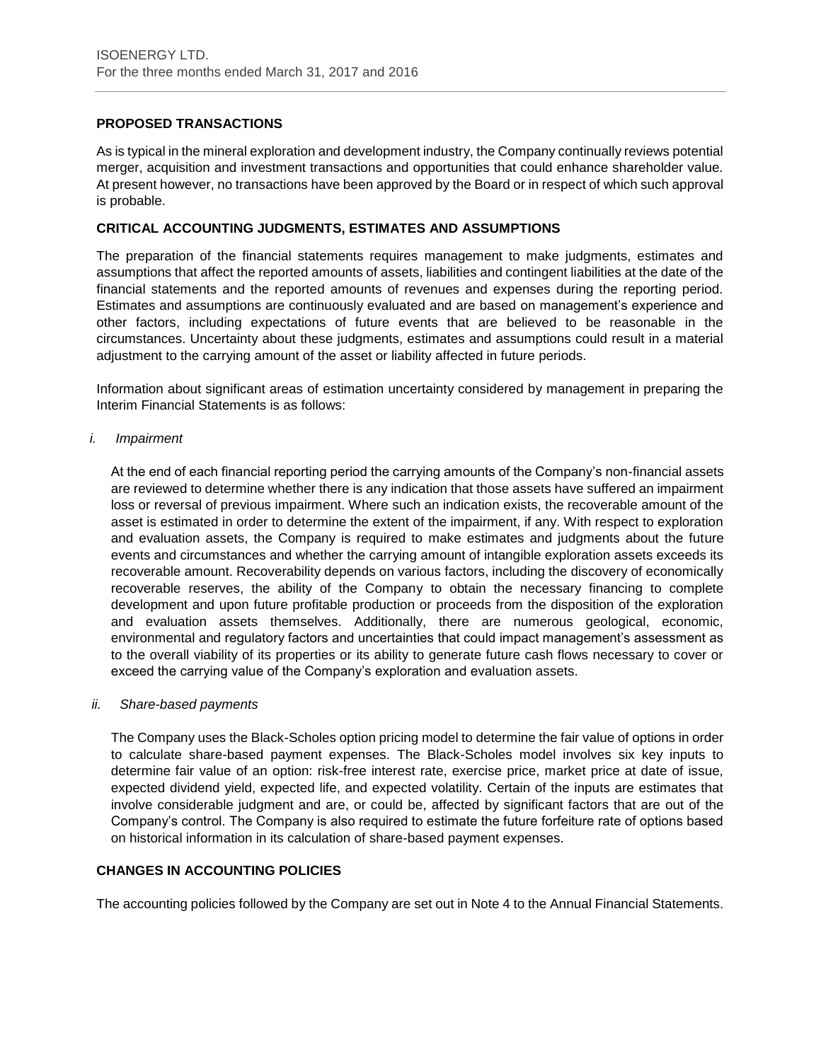## PROPOSED TRANSACTIONS

As is typical in the mineral exploration and development industry, the Company continually reviews potential merger, acquisition and investment transactions and opportunities that could enhance shareholder value. At present however, no transactions have been approved by the Board or in respect of which such approval is probable.

## CRITICAL ACCOUNTING JUDGMENTS, ESTIMATES AND ASSUMPTIONS

The preparation of the financial statements requires management to make judgments, estimates and assumptions that affect the reported amounts of assets, liabilities and contingent liabilities at the date of the financial statements and the reported amounts of revenues and expenses during the reporting period. Estimates and assumptions are continuously evaluated and are based on management's experience and other factors, including expectations of future events that are believed to be reasonable in the circumstances. Uncertainty about these judgments, estimates and assumptions could result in a material adjustment to the carrying amount of the asset or liability affected in future periods.

Information about significant areas of estimation uncertainty considered by management in preparing the Interim Financial Statements is as follows:

*i. Impairment*

At the end of each financial reporting period the carrying amounts of the Company's non-financial assets are reviewed to determine whether there is any indication that those assets have suffered an impairment loss or reversal of previous impairment. Where such an indication exists, the recoverable amount of the asset is estimated in order to determine the extent of the impairment, if any. With respect to exploration and evaluation assets, the Company is required to make estimates and judgments about the future events and circumstances and whether the carrying amount of intangible exploration assets exceeds its recoverable amount. Recoverability depends on various factors, including the discovery of economically recoverable reserves, the ability of the Company to obtain the necessary financing to complete development and upon future profitable production or proceeds from the disposition of the exploration and evaluation assets themselves. Additionally, there are numerous geological, economic, environmental and regulatory factors and uncertainties that could impact management's assessment as to the overall viability of its properties or its ability to generate future cash flows necessary to cover or exceed the carrying value of the Company's exploration and evaluation assets.

*ii. Share-based payments*

The Company uses the Black-Scholes option pricing model to determine the fair value of options in order to calculate share-based payment expenses. The Black-Scholes model involves six key inputs to determine fair value of an option: risk-free interest rate, exercise price, market price at date of issue, expected dividend yield, expected life, and expected volatility. Certain of the inputs are estimates that involve considerable judgment and are, or could be, affected by significant factors that are out of the Company's control. The Company is also required to estimate the future forfeiture rate of options based on historical information in its calculation of share-based payment expenses.

## CHANGES IN ACCOUNTING POLICIES

The accounting policies followed by the Company are set out in Note 4 to the Annual Financial Statements.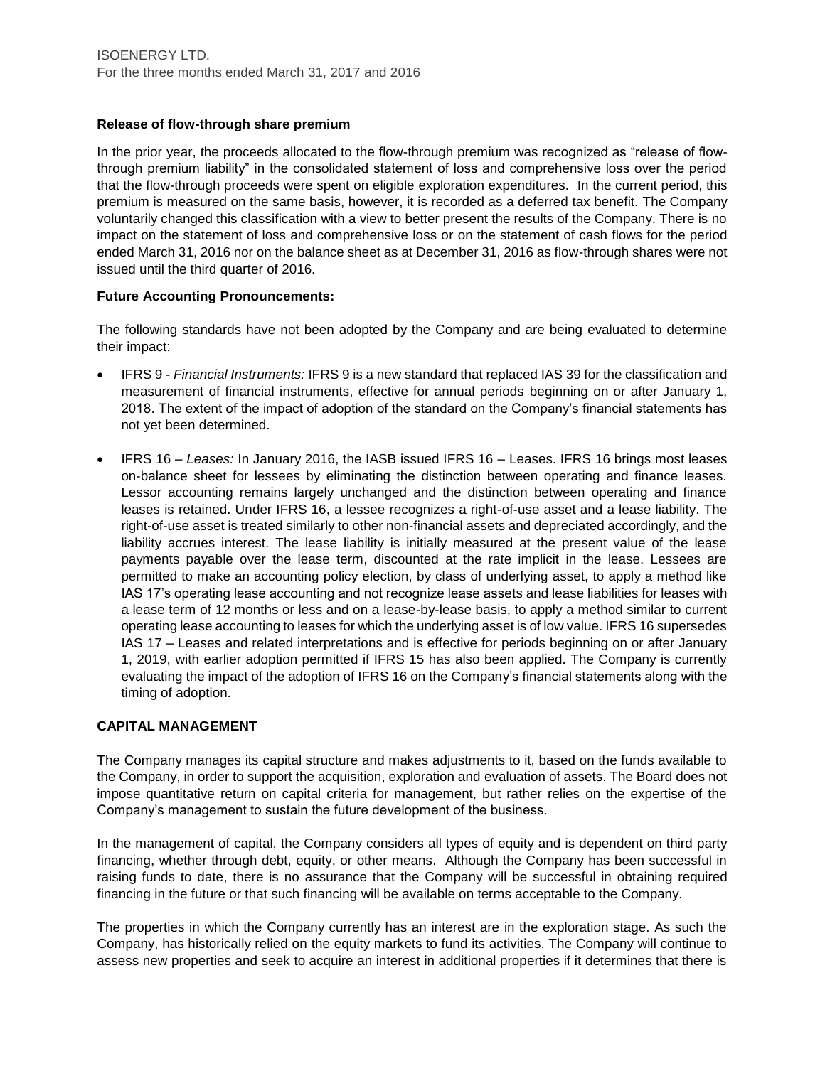**Release of flow-through share premium**

In the prior year, the proceeds allocated to the flow-through premium was recognized as "release of flow-through premium liability" in the consolidated statement of loss and comprehensive loss over the period that the flow-through proceeds were spent on eligible exploration expenditures. In the current period, this premium is measured on the same basis, however, it is recorded as a deferred tax benefit. The Company voluntarily changed this classification with a view to better present the results of the Company. There is no impact on the statement of loss and comprehensive loss or on the statement of cash flows for the period ended March 31, 2016 nor on the balance sheet as at December 31, 2016 as flow-through shares were not issued until the third quarter of 2016.

**Future Accounting Pronouncements:**

The following standards have not been adopted by the Company and are being evaluated to determine their impact:

- IFRS 9 - *Financial Instruments:* IFRS 9 is a new standard that replaced IAS 39 for the classification and measurement of financial instruments, effective for annual periods beginning on or after January 1, 2018. The extent of the impact of adoption of the standard on the Company's financial statements has not yet been determined.

- IFRS 16 – *Leases:* In January 2016, the IASB issued IFRS 16 – Leases. IFRS 16 brings most leases on-balance sheet for lessees by eliminating the distinction between operating and finance leases. Lessor accounting remains largely unchanged and the distinction between operating and finance leases is retained. Under IFRS 16, a lessee recognizes a right-of-use asset and a lease liability. The right-of-use asset is treated similarly to other non-financial assets and depreciated accordingly, and the liability accrues interest. The lease liability is initially measured at the present value of the lease payments payable over the lease term, discounted at the rate implicit in the lease. Lessees are permitted to make an accounting policy election, by class of underlying asset, to apply a method like IAS 17's operating lease accounting and not recognize lease assets and lease liabilities for leases with a lease term of 12 months or less and on a lease-by-lease basis, to apply a method similar to current operating lease accounting to leases for which the underlying asset is of low value. IFRS 16 supersedes IAS 17 – Leases and related interpretations and is effective for periods beginning on or after January 1, 2019, with earlier adoption permitted if IFRS 15 has also been applied. The Company is currently evaluating the impact of the adoption of IFRS 16 on the Company's financial statements along with the timing of adoption.

## CAPITAL MANAGEMENT

The Company manages its capital structure and makes adjustments to it, based on the funds available to the Company, in order to support the acquisition, exploration and evaluation of assets. The Board does not impose quantitative return on capital criteria for management, but rather relies on the expertise of the Company's management to sustain the future development of the business.

In the management of capital, the Company considers all types of equity and is dependent on third party financing, whether through debt, equity, or other means. Although the Company has been successful in raising funds to date, there is no assurance that the Company will be successful in obtaining required financing in the future or that such financing will be available on terms acceptable to the Company.

The properties in which the Company currently has an interest are in the exploration stage. As such the Company, has historically relied on the equity markets to fund its activities. The Company will continue to assess new properties and seek to acquire an interest in additional properties if it determines that there is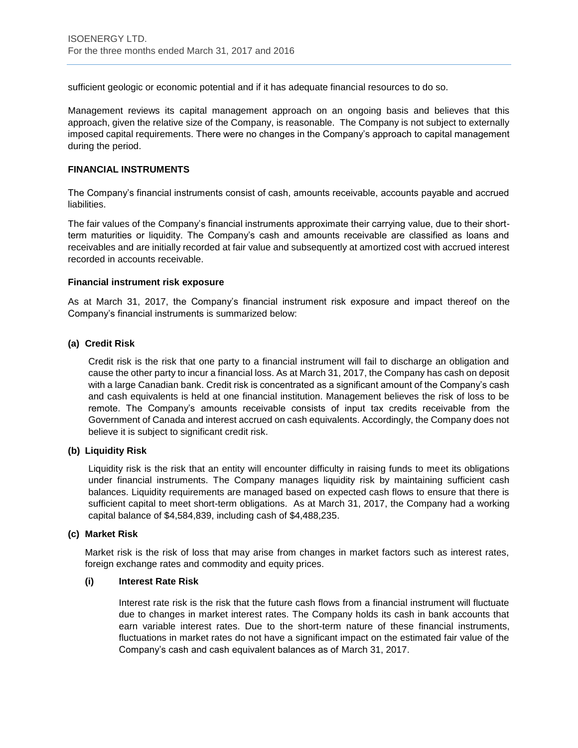sufficient geologic or economic potential and if it has adequate financial resources to do so.

Management reviews its capital management approach on an ongoing basis and believes that this approach, given the relative size of the Company, is reasonable. The Company is not subject to externally imposed capital requirements. There were no changes in the Company's approach to capital management during the period.

## FINANCIAL INSTRUMENTS

The Company's financial instruments consist of cash, amounts receivable, accounts payable and accrued liabilities.

The fair values of the Company's financial instruments approximate their carrying value, due to their short-term maturities or liquidity. The Company's cash and amounts receivable are classified as loans and receivables and are initially recorded at fair value and subsequently at amortized cost with accrued interest recorded in accounts receivable.

### Financial instrument risk exposure

As at March 31, 2017, the Company's financial instrument risk exposure and impact thereof on the Company's financial instruments is summarized below:

**(a) Credit Risk**

Credit risk is the risk that one party to a financial instrument will fail to discharge an obligation and cause the other party to incur a financial loss. As at March 31, 2017, the Company has cash on deposit with a large Canadian bank. Credit risk is concentrated as a significant amount of the Company's cash and cash equivalents is held at one financial institution. Management believes the risk of loss to be remote. The Company's amounts receivable consists of input tax credits receivable from the Government of Canada and interest accrued on cash equivalents. Accordingly, the Company does not believe it is subject to significant credit risk.

**(b) Liquidity Risk**

Liquidity risk is the risk that an entity will encounter difficulty in raising funds to meet its obligations under financial instruments. The Company manages liquidity risk by maintaining sufficient cash balances. Liquidity requirements are managed based on expected cash flows to ensure that there is sufficient capital to meet short-term obligations. As at March 31, 2017, the Company had a working capital balance of $4,584,839, including cash of $4,488,235.

**(c) Market Risk**

Market risk is the risk of loss that may arise from changes in market factors such as interest rates, foreign exchange rates and commodity and equity prices.

**(i) Interest Rate Risk**

Interest rate risk is the risk that the future cash flows from a financial instrument will fluctuate due to changes in market interest rates. The Company holds its cash in bank accounts that earn variable interest rates. Due to the short-term nature of these financial instruments, fluctuations in market rates do not have a significant impact on the estimated fair value of the Company's cash and cash equivalent balances as of March 31, 2017.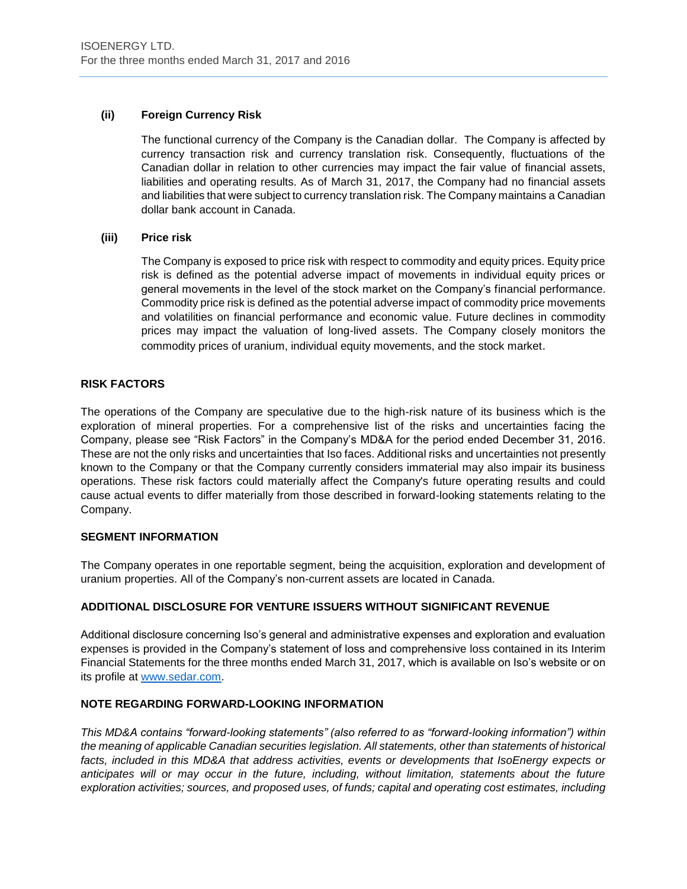**(ii) Foreign Currency Risk**

The functional currency of the Company is the Canadian dollar. The Company is affected by currency transaction risk and currency translation risk. Consequently, fluctuations of the Canadian dollar in relation to other currencies may impact the fair value of financial assets, liabilities and operating results. As of March 31, 2017, the Company had no financial assets and liabilities that were subject to currency translation risk. The Company maintains a Canadian dollar bank account in Canada.

**(iii) Price risk**

The Company is exposed to price risk with respect to commodity and equity prices. Equity price risk is defined as the potential adverse impact of movements in individual equity prices or general movements in the level of the stock market on the Company's financial performance. Commodity price risk is defined as the potential adverse impact of commodity price movements and volatilities on financial performance and economic value. Future declines in commodity prices may impact the valuation of long-lived assets. The Company closely monitors the commodity prices of uranium, individual equity movements, and the stock market.

## RISK FACTORS

The operations of the Company are speculative due to the high-risk nature of its business which is the exploration of mineral properties. For a comprehensive list of the risks and uncertainties facing the Company, please see "Risk Factors" in the Company's MD&A for the period ended December 31, 2016. These are not the only risks and uncertainties that Iso faces. Additional risks and uncertainties not presently known to the Company or that the Company currently considers immaterial may also impair its business operations. These risk factors could materially affect the Company's future operating results and could cause actual events to differ materially from those described in forward-looking statements relating to the Company.

## SEGMENT INFORMATION

The Company operates in one reportable segment, being the acquisition, exploration and development of uranium properties. All of the Company's non-current assets are located in Canada.

## ADDITIONAL DISCLOSURE FOR VENTURE ISSUERS WITHOUT SIGNIFICANT REVENUE

Additional disclosure concerning Iso's general and administrative expenses and exploration and evaluation expenses is provided in the Company's statement of loss and comprehensive loss contained in its Interim Financial Statements for the three months ended March 31, 2017, which is available on Iso's website or on its profile at www.sedar.com.

## NOTE REGARDING FORWARD-LOOKING INFORMATION

*This MD&A contains "forward-looking statements" (also referred to as "forward-looking information") within the meaning of applicable Canadian securities legislation. All statements, other than statements of historical facts, included in this MD&A that address activities, events or developments that IsoEnergy expects or anticipates will or may occur in the future, including, without limitation, statements about the future exploration activities; sources, and proposed uses, of funds; capital and operating cost estimates, including*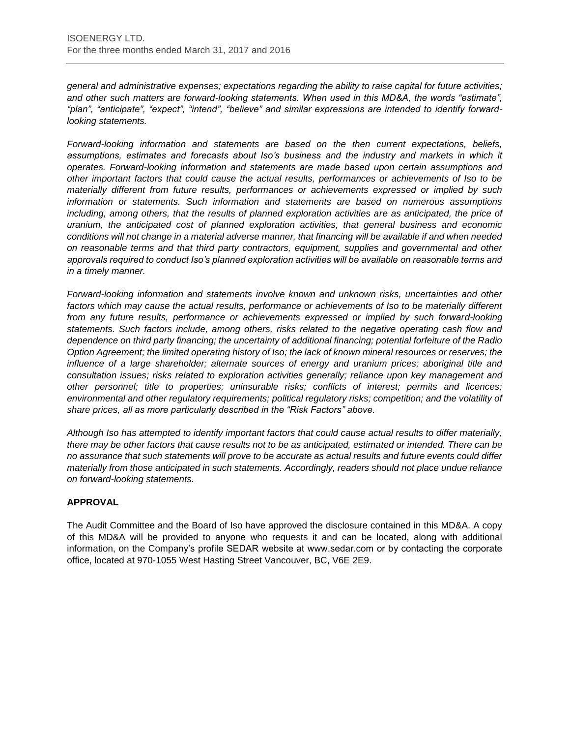*general and administrative expenses; expectations regarding the ability to raise capital for future activities; and other such matters are forward-looking statements. When used in this MD&A, the words "estimate", "plan", "anticipate", "expect", "intend", "believe" and similar expressions are intended to identify forward-looking statements.*

*Forward-looking information and statements are based on the then current expectations, beliefs, assumptions, estimates and forecasts about Iso's business and the industry and markets in which it operates. Forward-looking information and statements are made based upon certain assumptions and other important factors that could cause the actual results, performances or achievements of Iso to be materially different from future results, performances or achievements expressed or implied by such information or statements. Such information and statements are based on numerous assumptions including, among others, that the results of planned exploration activities are as anticipated, the price of uranium, the anticipated cost of planned exploration activities, that general business and economic conditions will not change in a material adverse manner, that financing will be available if and when needed on reasonable terms and that third party contractors, equipment, supplies and governmental and other approvals required to conduct Iso's planned exploration activities will be available on reasonable terms and in a timely manner.*

*Forward-looking information and statements involve known and unknown risks, uncertainties and other factors which may cause the actual results, performance or achievements of Iso to be materially different from any future results, performance or achievements expressed or implied by such forward-looking statements. Such factors include, among others, risks related to the negative operating cash flow and dependence on third party financing; the uncertainty of additional financing; potential forfeiture of the Radio Option Agreement; the limited operating history of Iso; the lack of known mineral resources or reserves; the influence of a large shareholder; alternate sources of energy and uranium prices; aboriginal title and consultation issues; risks related to exploration activities generally; reliance upon key management and other personnel; title to properties; uninsurable risks; conflicts of interest; permits and licences; environmental and other regulatory requirements; political regulatory risks; competition; and the volatility of share prices, all as more particularly described in the "Risk Factors" above.*

*Although Iso has attempted to identify important factors that could cause actual results to differ materially, there may be other factors that cause results not to be as anticipated, estimated or intended. There can be no assurance that such statements will prove to be accurate as actual results and future events could differ materially from those anticipated in such statements. Accordingly, readers should not place undue reliance on forward-looking statements.*

**APPROVAL**

The Audit Committee and the Board of Iso have approved the disclosure contained in this MD&A. A copy of this MD&A will be provided to anyone who requests it and can be located, along with additional information, on the Company's profile SEDAR website at www.sedar.com or by contacting the corporate office, located at 970-1055 West Hasting Street Vancouver, BC, V6E 2E9.